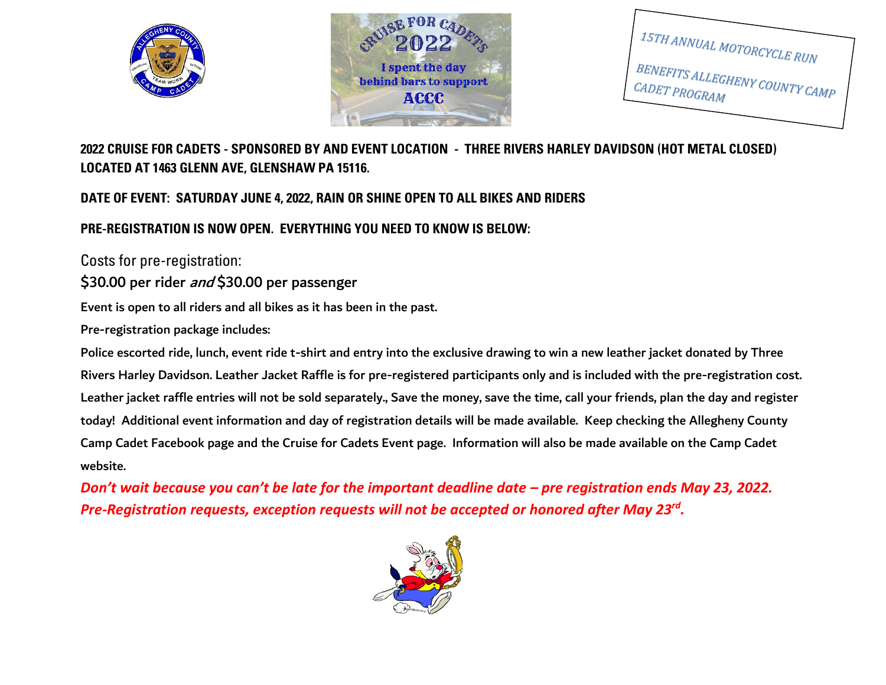15TH ANNUAL MOTORCYCLE RUN

BENEFITS ALLEGHENY COUNTY CAMP CADET PROGRAM

**2022 CRUISE FOR CADETS - SPONSORED BY AND EVENT LOCATION - THREE RIVERS HARLEY DAVIDSON (HOT METAL CLOSED) LOCATED AT 1463 GLENN AVE, GLENSHAW PA 15116.**

**DATE OF EVENT: SATURDAY JUNE 4, 2022, RAIN OR SHINE OPEN TO ALL BIKES AND RIDERS**

**PRE-REGISTRATION IS NOW OPEN. EVERYTHING YOU NEED TO KNOW IS BELOW:**

Costs for pre-registration:

**$30.00 per rider *and* $30.00 per passenger**

**Event is open to all riders and all bikes as it has been in the past.**

**Pre-registration package includes:**

**Police escorted ride, lunch, event ride t-shirt and entry into the exclusive drawing to win a new leather jacket donated by Three Rivers Harley Davidson. Leather Jacket Raffle is for pre-registered participants only and is included with the pre-registration cost. Leather jacket raffle entries will not be sold separately., Save the money, save the time, call your friends, plan the day and register today! Additional event information and day of registration details will be made available. Keep checking the Allegheny County Camp Cadet Facebook page and the Cruise for Cadets Event page. Information will also be made available on the Camp Cadet website.**

***Don't wait because you can't be late for the important deadline date – pre registration ends May 23, 2022. Pre-Registration requests, exception requests will not be accepted or honored after May 23rd.***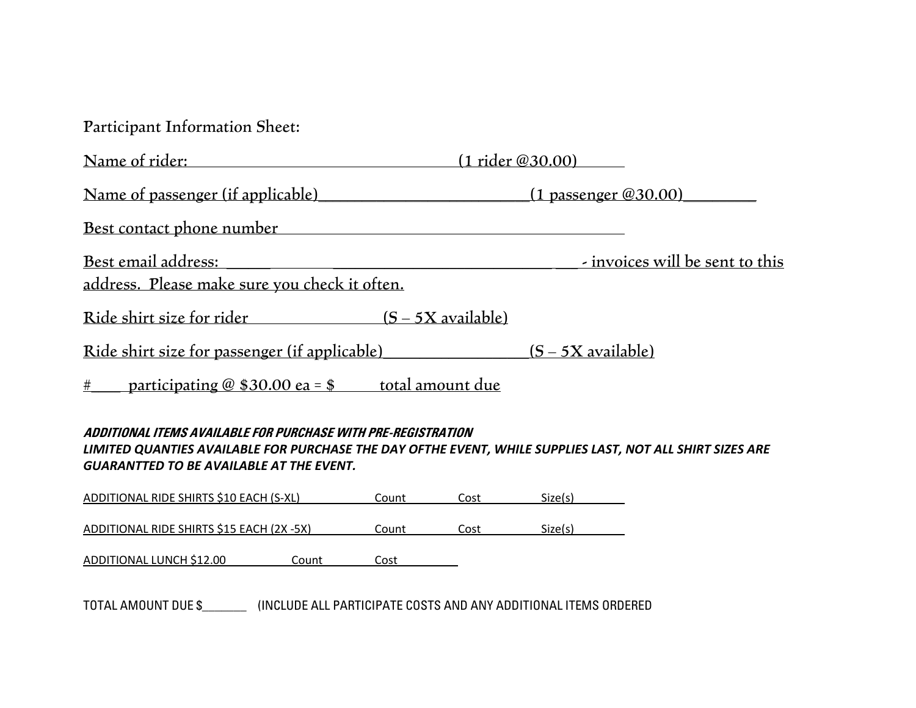Participant Information Sheet:

Name of rider: ________________________________ (1 rider @30.00)______

Name of passenger (if applicable)__________________________(1 passenger @30.00)_________

Best contact phone number ____________________________________________

Best email address: _____ ____________________________ ___ - invoices will be sent to this address. Please make sure you check it often.

Ride shirt size for rider ________________ (S – 5X available)

Ride shirt size for passenger (if applicable)__________________(S – 5X available)

#____ participating @ $30.00 ea = $ ______ total amount due

***ADDITIONAL ITEMS AVAILABLE FOR PURCHASE WITH PRE-REGISTRATION***

***LIMITED QUANTIES AVAILABLE FOR PURCHASE THE DAY OFTHE EVENT, WHILE SUPPLIES LAST, NOT ALL SHIRT SIZES ARE GUARANTTED TO BE AVAILABLE AT THE EVENT.***

ADDITIONAL RIDE SHIRTS $10 EACH (S-XL) ____________ Count ________ Cost ________ Size(s) ________

ADDITIONAL RIDE SHIRTS $15 EACH (2X -5X) __________ Count ________ Cost ________ Size(s) ________

ADDITIONAL LUNCH $12.00 ____________ Count ________ Cost ________

TOTAL AMOUNT DUE $_______ (INCLUDE ALL PARTICIPATE COSTS AND ANY ADDITIONAL ITEMS ORDERED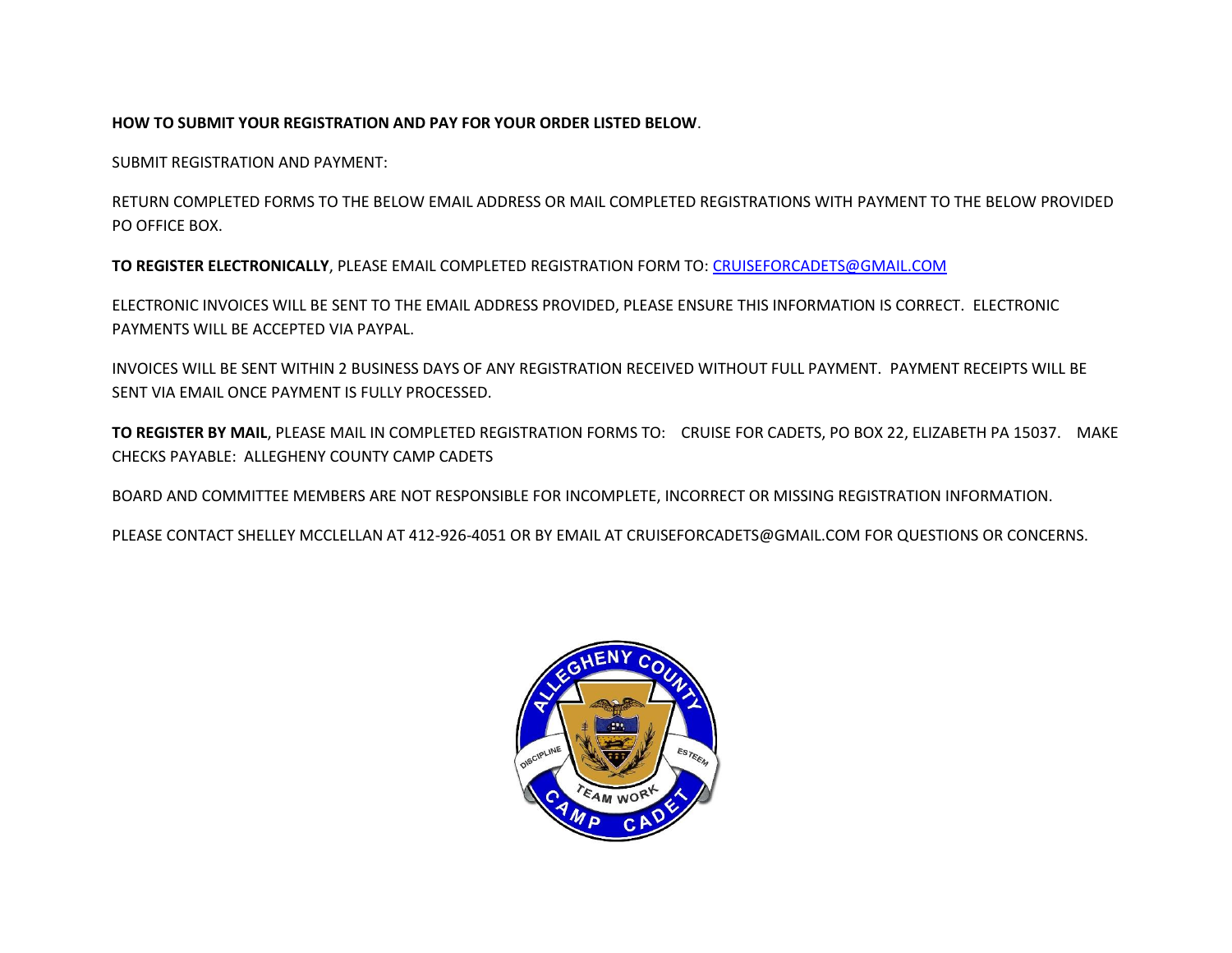**HOW TO SUBMIT YOUR REGISTRATION AND PAY FOR YOUR ORDER LISTED BELOW**.

SUBMIT REGISTRATION AND PAYMENT:

RETURN COMPLETED FORMS TO THE BELOW EMAIL ADDRESS OR MAIL COMPLETED REGISTRATIONS WITH PAYMENT TO THE BELOW PROVIDED PO OFFICE BOX.

**TO REGISTER ELECTRONICALLY**, PLEASE EMAIL COMPLETED REGISTRATION FORM TO: CRUISEFORCADETS@GMAIL.COM

ELECTRONIC INVOICES WILL BE SENT TO THE EMAIL ADDRESS PROVIDED, PLEASE ENSURE THIS INFORMATION IS CORRECT. ELECTRONIC PAYMENTS WILL BE ACCEPTED VIA PAYPAL.

INVOICES WILL BE SENT WITHIN 2 BUSINESS DAYS OF ANY REGISTRATION RECEIVED WITHOUT FULL PAYMENT. PAYMENT RECEIPTS WILL BE SENT VIA EMAIL ONCE PAYMENT IS FULLY PROCESSED.

**TO REGISTER BY MAIL**, PLEASE MAIL IN COMPLETED REGISTRATION FORMS TO: CRUISE FOR CADETS, PO BOX 22, ELIZABETH PA 15037. MAKE CHECKS PAYABLE: ALLEGHENY COUNTY CAMP CADETS

BOARD AND COMMITTEE MEMBERS ARE NOT RESPONSIBLE FOR INCOMPLETE, INCORRECT OR MISSING REGISTRATION INFORMATION.

PLEASE CONTACT SHELLEY MCCLELLAN AT 412-926-4051 OR BY EMAIL AT CRUISEFORCADETS@GMAIL.COM FOR QUESTIONS OR CONCERNS.